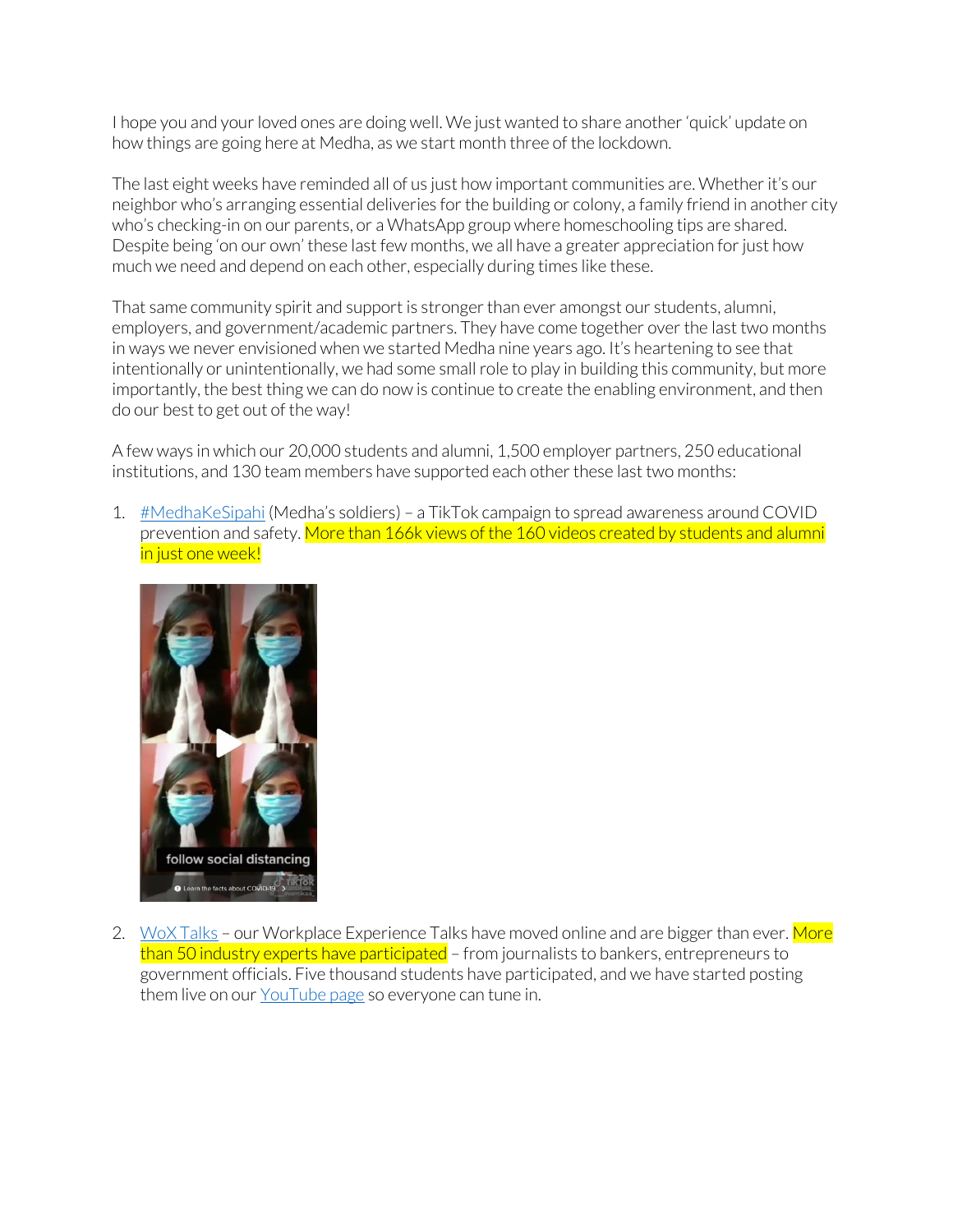I hope you and your loved ones are doing well. We just wanted to share another 'quick' update on how things are going here at Medha, as we start month three of the lockdown.

The last eight weeks have reminded all of us just how important communities are. Whether it's our neighbor who's arranging essential deliveries for the building or colony, a family friend in another city who's checking-in on our parents, or a WhatsApp group where homeschooling tips are shared. Despite being 'on our own' these last few months, we all have a greater appreciation for just how much we need and depend on each other, especially during times like these.

That same community spirit and support is stronger than ever amongst our students, alumni, employers, and government/academic partners. They have come together over the last two months in ways we never envisioned when we started Medha nine years ago. It's heartening to see that intentionally or unintentionally, we had some small role to play in building this community, but more importantly, the best thing we can do now is continue to create the enabling environment, and then do our best to get out of the way!

A few ways in which our 20,000 students and alumni, 1,500 employer partners, 250 educational institutions, and 130 team members have supported each other these last two months:

1. #MedhaKeSipahi (Medha's soldiers) – a TikTok campaign to spread awareness around COVID prevention and safety. More than 166k views of the 160 videos created by students and alumni in just one week!

2. WoX Talks – our Workplace Experience Talks have moved online and are bigger than ever. More than 50 industry experts have participated – from journalists to bankers, entrepreneurs to government officials. Five thousand students have participated, and we have started posting them live on our YouTube page so everyone can tune in.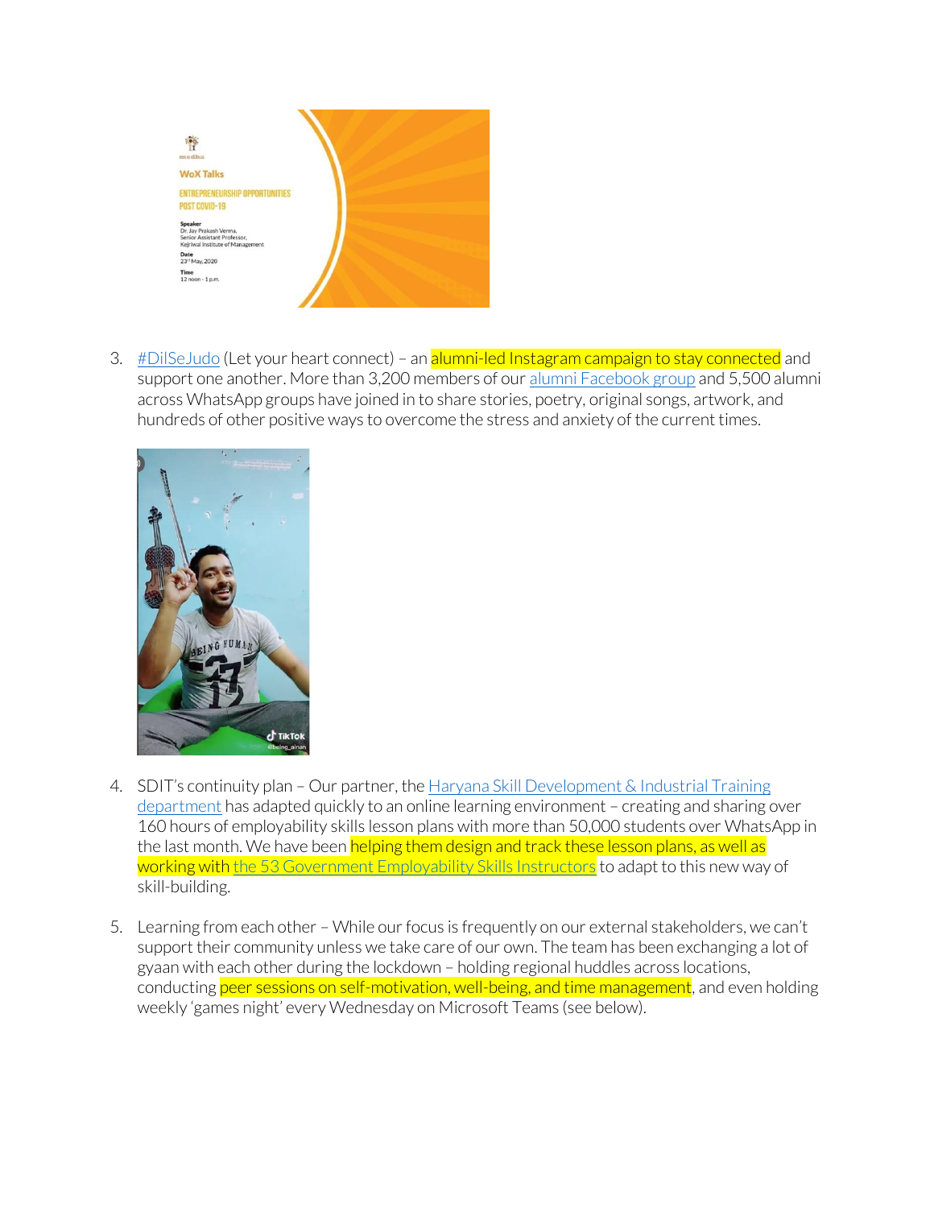3. #DilSeJudo (Let your heart connect) – an alumni-led Instagram campaign to stay connected and support one another. More than 3,200 members of our alumni Facebook group and 5,500 alumni across WhatsApp groups have joined in to share stories, poetry, original songs, artwork, and hundreds of other positive ways to overcome the stress and anxiety of the current times.

4. SDIT's continuity plan – Our partner, the Haryana Skill Development & Industrial Training department has adapted quickly to an online learning environment – creating and sharing over 160 hours of employability skills lesson plans with more than 50,000 students over WhatsApp in the last month. We have been helping them design and track these lesson plans, as well as working with the 53 Government Employability Skills Instructors to adapt to this new way of skill-building.

5. Learning from each other – While our focus is frequently on our external stakeholders, we can't support their community unless we take care of our own. The team has been exchanging a lot of gyaan with each other during the lockdown – holding regional huddles across locations, conducting peer sessions on self-motivation, well-being, and time management, and even holding weekly 'games night' every Wednesday on Microsoft Teams (see below).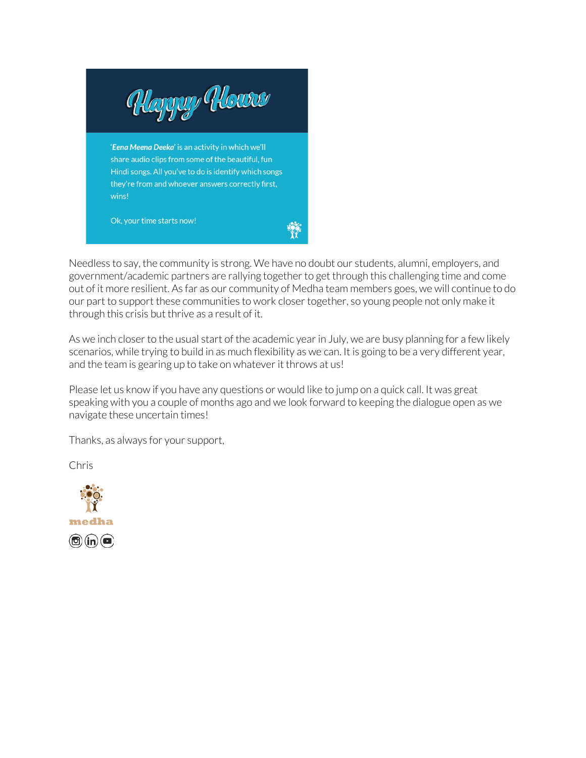Happy Hours

'*Eena Meena Deeka*' is an activity in which we'll share audio clips from some of the beautiful, fun Hindi songs. All you've to do is identify which songs they're from and whoever answers correctly first, wins!

Ok, your time starts now!

Needless to say, the community is strong. We have no doubt our students, alumni, employers, and government/academic partners are rallying together to get through this challenging time and come out of it more resilient. As far as our community of Medha team members goes, we will continue to do our part to support these communities to work closer together, so young people not only make it through this crisis but thrive as a result of it.

As we inch closer to the usual start of the academic year in July, we are busy planning for a few likely scenarios, while trying to build in as much flexibility as we can. It is going to be a very different year, and the team is gearing up to take on whatever it throws at us!

Please let us know if you have any questions or would like to jump on a quick call. It was great speaking with you a couple of months ago and we look forward to keeping the dialogue open as we navigate these uncertain times!

Thanks, as always for your support,

Chris

medha